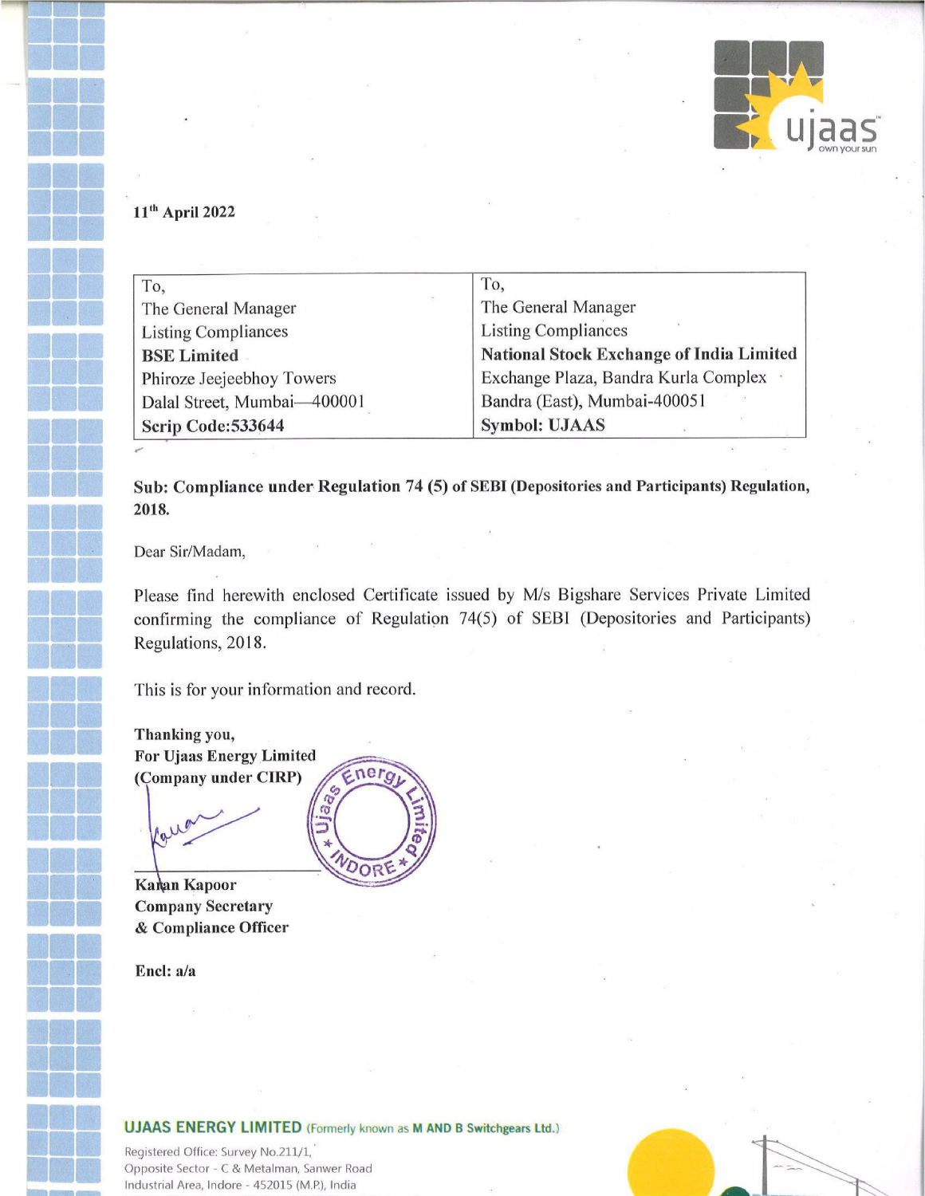11th April 2022

| To,<br>The General Manager<br>Listing Compliances<br>**BSE Limited**<br>Phiroze Jeejeebhoy Towers<br>Dalal Street, Mumbai—400001<br>**Scrip Code:533644** | To,<br>The General Manager<br>Listing Compliances<br>**National Stock Exchange of India Limited**<br>Exchange Plaza, Bandra Kurla Complex<br>Bandra (East), Mumbai-400051<br>**Symbol: UJAAS** |
|---|---|

**Sub: Compliance under Regulation 74 (5) of SEBI (Depositories and Participants) Regulation, 2018.**

Dear Sir/Madam,

Please find herewith enclosed Certificate issued by M/s Bigshare Services Private Limited confirming the compliance of Regulation 74(5) of SEBI (Depositories and Participants) Regulations, 2018.

This is for your information and record.

**Thanking you,**
**For Ujaas Energy Limited**
**(Company under CIRP)**

**Karan Kapoor**
**Company Secretary**
**& Compliance Officer**

**Encl: a/a**

**UJAAS ENERGY LIMITED** (Formerly known as **M AND B Switchgears Ltd.**)

Registered Office: Survey No.211/1,
Opposite Sector - C & Metalman, Sanwer Road
Industrial Area, Indore - 452015 (M.P.), India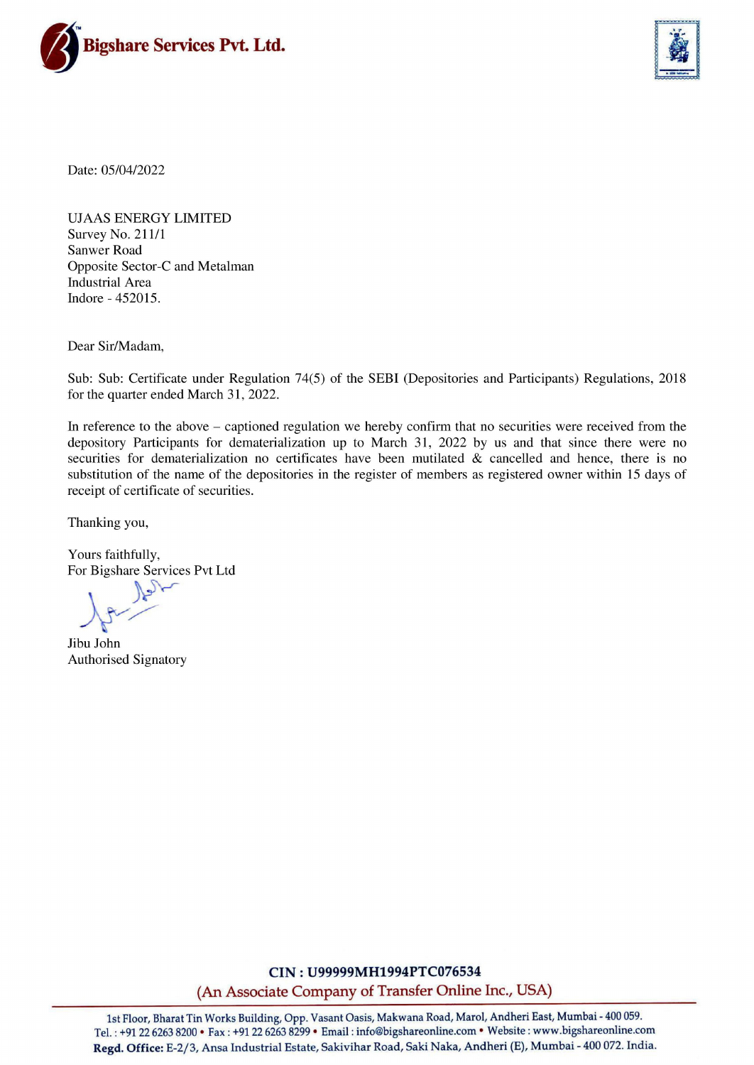**Bigshare Services Pvt. Ltd.**

Date: 05/04/2022

UJAAS ENERGY LIMITED
Survey No. 211/1
Sanwer Road
Opposite Sector-C and Metalman
Industrial Area
Indore - 452015.

Dear Sir/Madam,

Sub: Sub: Certificate under Regulation 74(5) of the SEBI (Depositories and Participants) Regulations, 2018 for the quarter ended March 31, 2022.

In reference to the above – captioned regulation we hereby confirm that no securities were received from the depository Participants for dematerialization up to March 31, 2022 by us and that since there were no securities for dematerialization no certificates have been mutilated & cancelled and hence, there is no substitution of the name of the depositories in the register of members as registered owner within 15 days of receipt of certificate of securities.

Thanking you,

Yours faithfully,
For Bigshare Services Pvt Ltd

Jibu John
Authorised Signatory

**CIN : U99999MH1994PTC076534**
(An Associate Company of Transfer Online Inc., USA)

1st Floor, Bharat Tin Works Building, Opp. Vasant Oasis, Makwana Road, Marol, Andheri East, Mumbai - 400 059.
Tel. : +91 22 6263 8200 • Fax : +91 22 6263 8299 • Email : info@bigshareonline.com • Website : www.bigshareonline.com
**Regd. Office:** E-2/3, Ansa Industrial Estate, Sakivihar Road, Saki Naka, Andheri (E), Mumbai - 400 072. India.